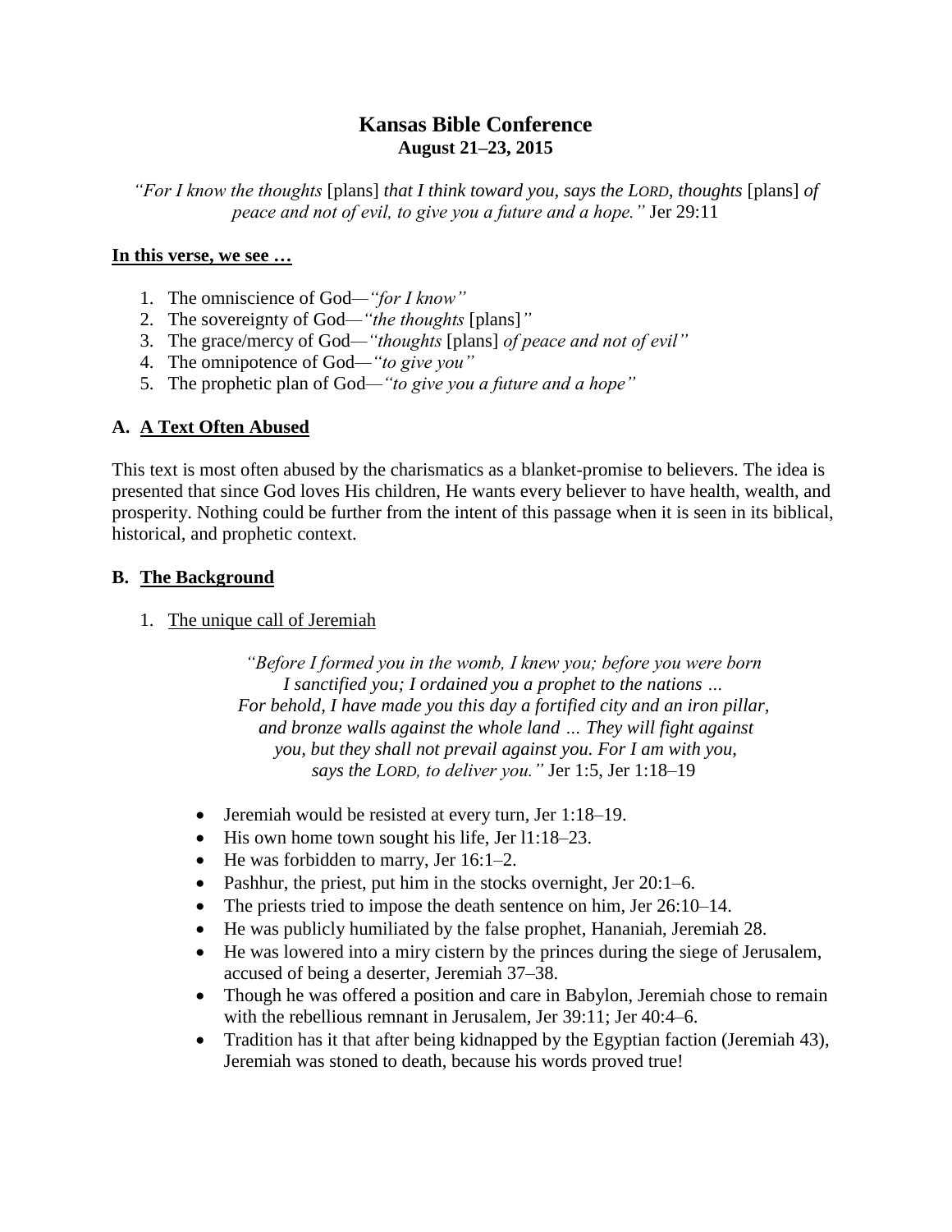# Kansas Bible Conference
**August 21–23, 2015**

*"For I know the thoughts* [plans] *that I think toward you, says the LORD, thoughts* [plans] *of peace and not of evil, to give you a future and a hope."* Jer 29:11

**In this verse, we see …**

1. The omniscience of God—*"for I know"*
2. The sovereignty of God—*"the thoughts* [plans]*"*
3. The grace/mercy of God—*"thoughts* [plans] *of peace and not of evil"*
4. The omnipotence of God—*"to give you"*
5. The prophetic plan of God—*"to give you a future and a hope"*

### A. A Text Often Abused

This text is most often abused by the charismatics as a blanket-promise to believers. The idea is presented that since God loves His children, He wants every believer to have health, wealth, and prosperity. Nothing could be further from the intent of this passage when it is seen in its biblical, historical, and prophetic context.

### B. The Background

1. The unique call of Jeremiah

> *"Before I formed you in the womb, I knew you; before you were born I sanctified you; I ordained you a prophet to the nations … For behold, I have made you this day a fortified city and an iron pillar, and bronze walls against the whole land … They will fight against you, but they shall not prevail against you. For I am with you, says the LORD, to deliver you."* Jer 1:5, Jer 1:18–19

- Jeremiah would be resisted at every turn, Jer 1:18–19.
- His own home town sought his life, Jer l1:18–23.
- He was forbidden to marry, Jer 16:1–2.
- Pashhur, the priest, put him in the stocks overnight, Jer 20:1–6.
- The priests tried to impose the death sentence on him, Jer 26:10–14.
- He was publicly humiliated by the false prophet, Hananiah, Jeremiah 28.
- He was lowered into a miry cistern by the princes during the siege of Jerusalem, accused of being a deserter, Jeremiah 37–38.
- Though he was offered a position and care in Babylon, Jeremiah chose to remain with the rebellious remnant in Jerusalem, Jer 39:11; Jer 40:4–6.
- Tradition has it that after being kidnapped by the Egyptian faction (Jeremiah 43), Jeremiah was stoned to death, because his words proved true!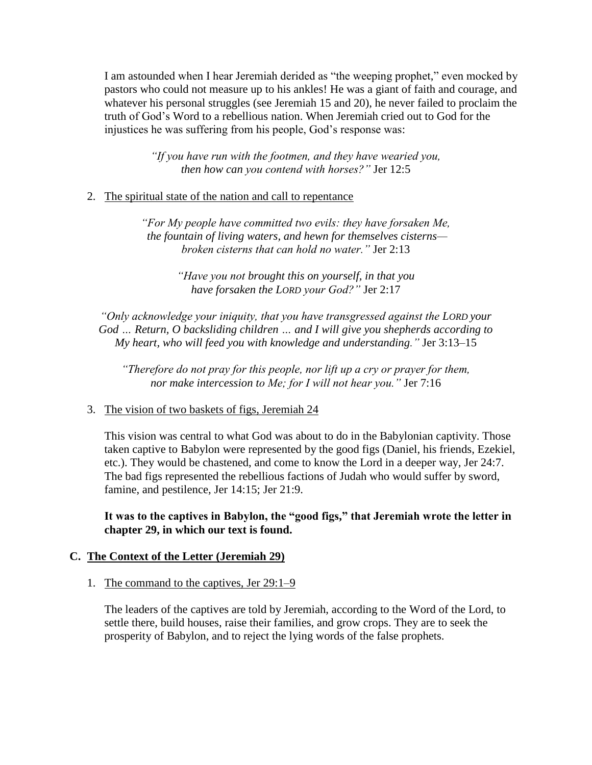I am astounded when I hear Jeremiah derided as "the weeping prophet," even mocked by pastors who could not measure up to his ankles! He was a giant of faith and courage, and whatever his personal struggles (see Jeremiah 15 and 20), he never failed to proclaim the truth of God's Word to a rebellious nation. When Jeremiah cried out to God for the injustices he was suffering from his people, God's response was:

> *"If you have run with the footmen, and they have wearied you, then how can you contend with horses?"* Jer 12:5

2. <u>The spiritual state of the nation and call to repentance</u>

> *"For My people have committed two evils: they have forsaken Me, the fountain of living waters, and hewn for themselves cisterns— broken cisterns that can hold no water."* Jer 2:13

> *"Have you not brought this on yourself, in that you have forsaken the LORD your God?"* Jer 2:17

> *"Only acknowledge your iniquity, that you have transgressed against the LORD your God … Return, O backsliding children … and I will give you shepherds according to My heart, who will feed you with knowledge and understanding."* Jer 3:13–15

> *"Therefore do not pray for this people, nor lift up a cry or prayer for them, nor make intercession to Me; for I will not hear you."* Jer 7:16

3. <u>The vision of two baskets of figs, Jeremiah 24</u>

This vision was central to what God was about to do in the Babylonian captivity. Those taken captive to Babylon were represented by the good figs (Daniel, his friends, Ezekiel, etc.). They would be chastened, and come to know the Lord in a deeper way, Jer 24:7. The bad figs represented the rebellious factions of Judah who would suffer by sword, famine, and pestilence, Jer 14:15; Jer 21:9.

**It was to the captives in Babylon, the "good figs," that Jeremiah wrote the letter in chapter 29, in which our text is found.**

## C. <u>The Context of the Letter (Jeremiah 29)</u>

1. <u>The command to the captives, Jer 29:1–9</u>

The leaders of the captives are told by Jeremiah, according to the Word of the Lord, to settle there, build houses, raise their families, and grow crops. They are to seek the prosperity of Babylon, and to reject the lying words of the false prophets.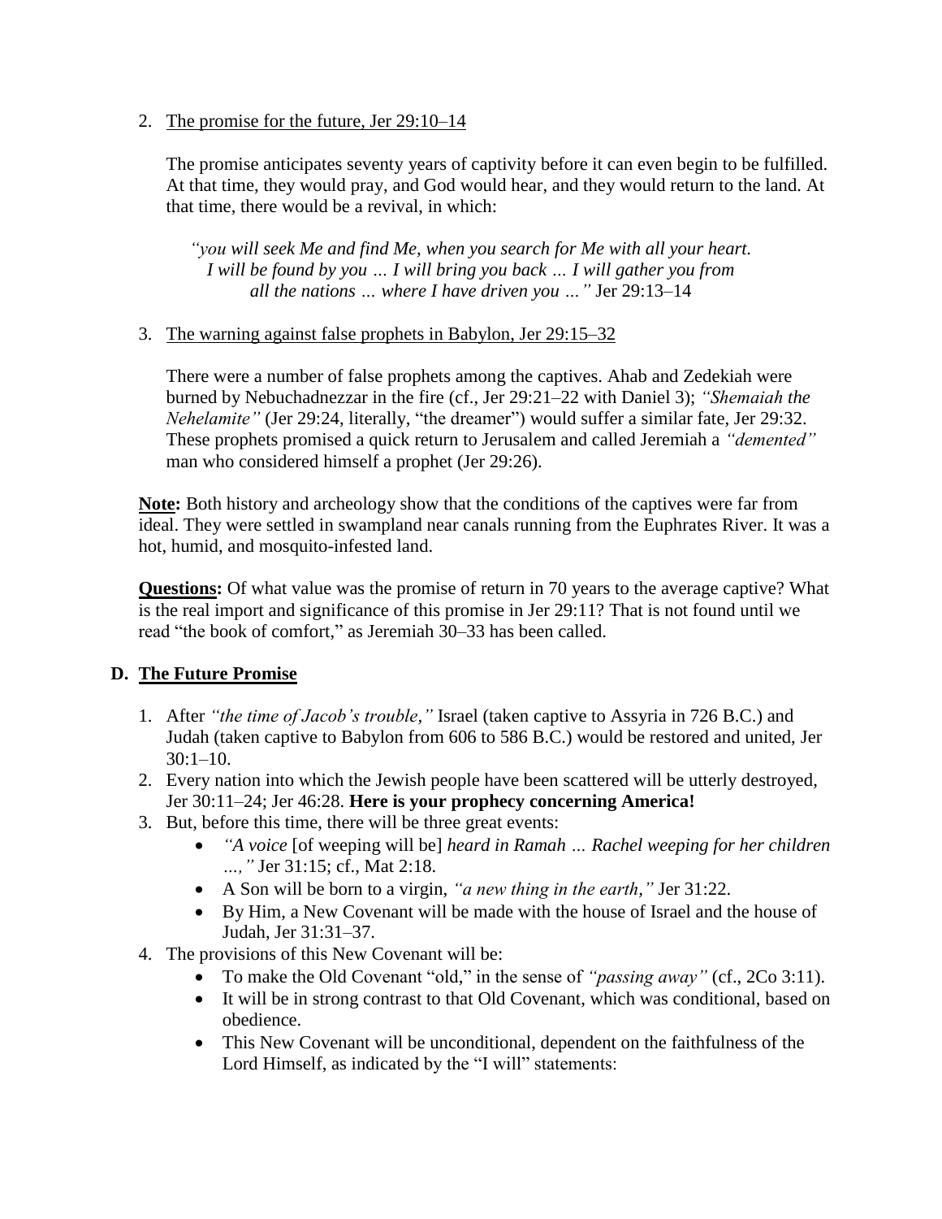2. <u>The promise for the future, Jer 29:10–14</u>

   The promise anticipates seventy years of captivity before it can even begin to be fulfilled. At that time, they would pray, and God would hear, and they would return to the land. At that time, there would be a revival, in which:

   > *"you will seek Me and find Me, when you search for Me with all your heart. I will be found by you … I will bring you back … I will gather you from all the nations … where I have driven you …"* Jer 29:13–14

3. <u>The warning against false prophets in Babylon, Jer 29:15–32</u>

   There were a number of false prophets among the captives. Ahab and Zedekiah were burned by Nebuchadnezzar in the fire (cf., Jer 29:21–22 with Daniel 3); *"Shemaiah the Nehelamite"* (Jer 29:24, literally, "the dreamer") would suffer a similar fate, Jer 29:32. These prophets promised a quick return to Jerusalem and called Jeremiah a *"demented"* man who considered himself a prophet (Jer 29:26).

**<u>Note:</u>** Both history and archeology show that the conditions of the captives were far from ideal. They were settled in swampland near canals running from the Euphrates River. It was a hot, humid, and mosquito-infested land.

**<u>Questions:</u>** Of what value was the promise of return in 70 years to the average captive? What is the real import and significance of this promise in Jer 29:11? That is not found until we read "the book of comfort," as Jeremiah 30–33 has been called.

## D. <u>The Future Promise</u>

1. After *"the time of Jacob's trouble,"* Israel (taken captive to Assyria in 726 B.C.) and Judah (taken captive to Babylon from 606 to 586 B.C.) would be restored and united, Jer 30:1–10.
2. Every nation into which the Jewish people have been scattered will be utterly destroyed, Jer 30:11–24; Jer 46:28. **Here is your prophecy concerning America!**
3. But, before this time, there will be three great events:
   - *"A voice* [of weeping will be] *heard in Ramah … Rachel weeping for her children …,"* Jer 31:15; cf., Mat 2:18.
   - A Son will be born to a virgin, *"a new thing in the earth,"* Jer 31:22.
   - By Him, a New Covenant will be made with the house of Israel and the house of Judah, Jer 31:31–37.
4. The provisions of this New Covenant will be:
   - To make the Old Covenant "old," in the sense of *"passing away"* (cf., 2Co 3:11).
   - It will be in strong contrast to that Old Covenant, which was conditional, based on obedience.
   - This New Covenant will be unconditional, dependent on the faithfulness of the Lord Himself, as indicated by the "I will" statements: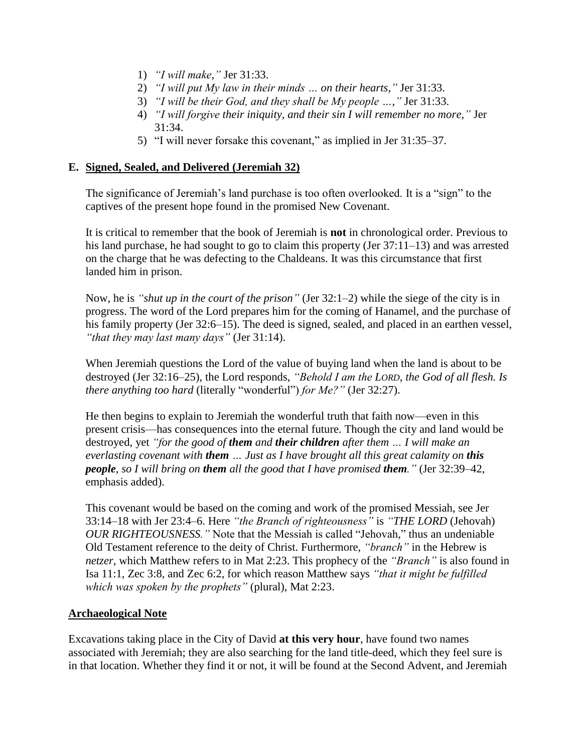1) *"I will make,"* Jer 31:33.
2) *"I will put My law in their minds … on their hearts,"* Jer 31:33.
3) *"I will be their God, and they shall be My people …,"* Jer 31:33.
4) *"I will forgive their iniquity, and their sin I will remember no more,"* Jer 31:34.
5) "I will never forsake this covenant," as implied in Jer 31:35–37.

### E. Signed, Sealed, and Delivered (Jeremiah 32)

The significance of Jeremiah's land purchase is too often overlooked. It is a "sign" to the captives of the present hope found in the promised New Covenant.

It is critical to remember that the book of Jeremiah is **not** in chronological order. Previous to his land purchase, he had sought to go to claim this property (Jer 37:11–13) and was arrested on the charge that he was defecting to the Chaldeans. It was this circumstance that first landed him in prison.

Now, he is *"shut up in the court of the prison"* (Jer 32:1–2) while the siege of the city is in progress. The word of the Lord prepares him for the coming of Hanamel, and the purchase of his family property (Jer 32:6–15). The deed is signed, sealed, and placed in an earthen vessel, *"that they may last many days"* (Jer 31:14).

When Jeremiah questions the Lord of the value of buying land when the land is about to be destroyed (Jer 32:16–25), the Lord responds, *"Behold I am the LORD, the God of all flesh. Is there anything too hard* (literally "wonderful") *for Me?"* (Jer 32:27).

He then begins to explain to Jeremiah the wonderful truth that faith now—even in this present crisis—has consequences into the eternal future. Though the city and land would be destroyed, yet *"for the good of **them** and **their children** after them … I will make an everlasting covenant with **them** … Just as I have brought all this great calamity on **this people**, so I will bring on **them** all the good that I have promised **them**."* (Jer 32:39–42, emphasis added).

This covenant would be based on the coming and work of the promised Messiah, see Jer 33:14–18 with Jer 23:4–6. Here *"the Branch of righteousness"* is *"THE LORD* (Jehovah) *OUR RIGHTEOUSNESS."* Note that the Messiah is called "Jehovah," thus an undeniable Old Testament reference to the deity of Christ. Furthermore, *"branch"* in the Hebrew is *netzer*, which Matthew refers to in Mat 2:23. This prophecy of the *"Branch"* is also found in Isa 11:1, Zec 3:8, and Zec 6:2, for which reason Matthew says *"that it might be fulfilled which was spoken by the prophets"* (plural), Mat 2:23.

### Archaeological Note

Excavations taking place in the City of David **at this very hour**, have found two names associated with Jeremiah; they are also searching for the land title-deed, which they feel sure is in that location. Whether they find it or not, it will be found at the Second Advent, and Jeremiah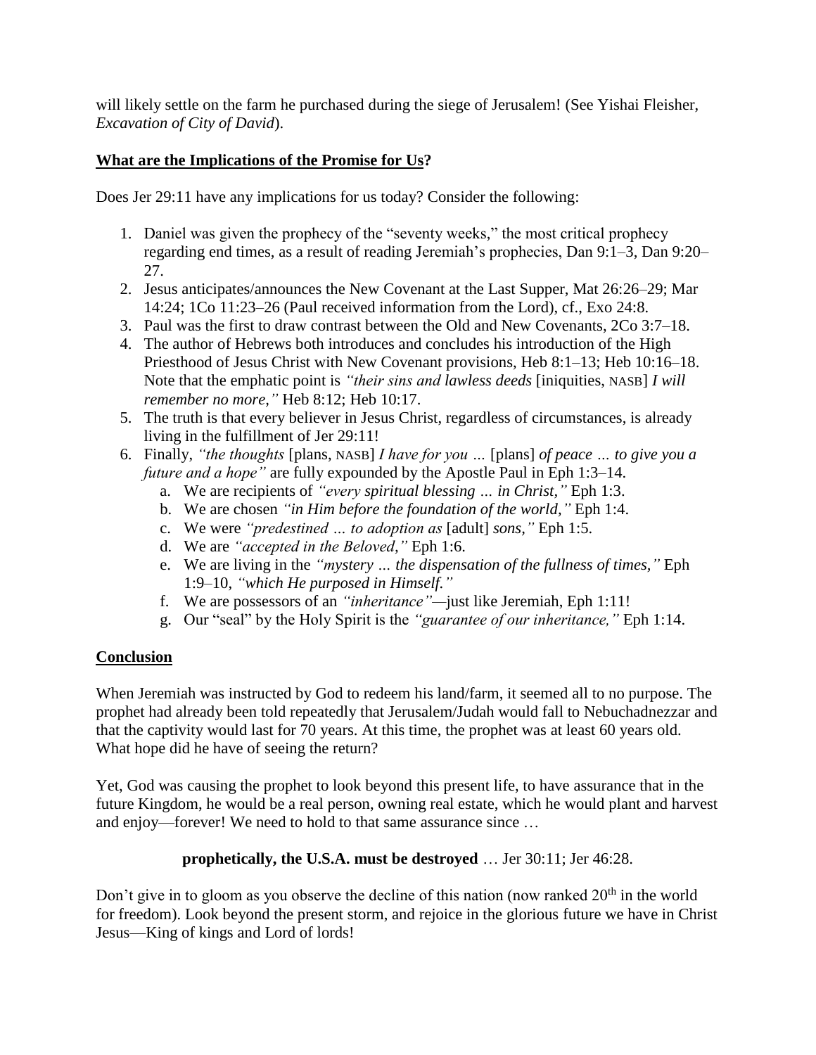will likely settle on the farm he purchased during the siege of Jerusalem! (See Yishai Fleisher, *Excavation of City of David*).

## **What are the Implications of the Promise for Us?**

Does Jer 29:11 have any implications for us today? Consider the following:

1. Daniel was given the prophecy of the "seventy weeks," the most critical prophecy regarding end times, as a result of reading Jeremiah's prophecies, Dan 9:1–3, Dan 9:20–27.
2. Jesus anticipates/announces the New Covenant at the Last Supper, Mat 26:26–29; Mar 14:24; 1Co 11:23–26 (Paul received information from the Lord), cf., Exo 24:8.
3. Paul was the first to draw contrast between the Old and New Covenants, 2Co 3:7–18.
4. The author of Hebrews both introduces and concludes his introduction of the High Priesthood of Jesus Christ with New Covenant provisions, Heb 8:1–13; Heb 10:16–18. Note that the emphatic point is *"their sins and lawless deeds* [iniquities, NASB] *I will remember no more,"* Heb 8:12; Heb 10:17.
5. The truth is that every believer in Jesus Christ, regardless of circumstances, is already living in the fulfillment of Jer 29:11!
6. Finally, *"the thoughts* [plans, NASB] *I have for you …* [plans] *of peace … to give you a future and a hope"* are fully expounded by the Apostle Paul in Eph 1:3–14.
    a. We are recipients of *"every spiritual blessing … in Christ,"* Eph 1:3.
    b. We are chosen *"in Him before the foundation of the world,"* Eph 1:4.
    c. We were *"predestined … to adoption as* [adult] *sons,"* Eph 1:5.
    d. We are *"accepted in the Beloved,"* Eph 1:6.
    e. We are living in the *"mystery … the dispensation of the fullness of times,"* Eph 1:9–10, *"which He purposed in Himself."*
    f. We are possessors of an *"inheritance"*—just like Jeremiah, Eph 1:11!
    g. Our "seal" by the Holy Spirit is the *"guarantee of our inheritance,"* Eph 1:14.

## **Conclusion**

When Jeremiah was instructed by God to redeem his land/farm, it seemed all to no purpose. The prophet had already been told repeatedly that Jerusalem/Judah would fall to Nebuchadnezzar and that the captivity would last for 70 years. At this time, the prophet was at least 60 years old. What hope did he have of seeing the return?

Yet, God was causing the prophet to look beyond this present life, to have assurance that in the future Kingdom, he would be a real person, owning real estate, which he would plant and harvest and enjoy—forever! We need to hold to that same assurance since …

**prophetically, the U.S.A. must be destroyed** … Jer 30:11; Jer 46:28.

Don't give in to gloom as you observe the decline of this nation (now ranked 20th in the world for freedom). Look beyond the present storm, and rejoice in the glorious future we have in Christ Jesus—King of kings and Lord of lords!